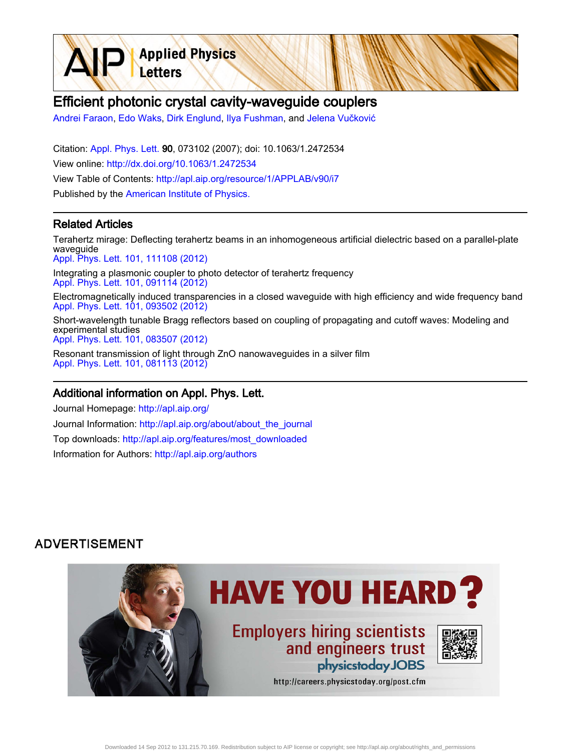# Efficient photonic crystal cavity-waveguide couplers

Andrei Faraon, Edo Waks, Dirk Englund, Ilya Fushman, and Jelena Vučković

Citation: Appl. Phys. Lett. **90**, 073102 (2007); doi: 10.1063/1.2472534

View online: http://dx.doi.org/10.1063/1.2472534

View Table of Contents: http://apl.aip.org/resource/1/APPLAB/v90/i7

Published by the American Institute of Physics.

## Related Articles

Terahertz mirage: Deflecting terahertz beams in an inhomogeneous artificial dielectric based on a parallel-plate waveguide
Appl. Phys. Lett. 101, 111108 (2012)

Integrating a plasmonic coupler to photo detector of terahertz frequency
Appl. Phys. Lett. 101, 091114 (2012)

Electromagnetically induced transparencies in a closed waveguide with high efficiency and wide frequency band
Appl. Phys. Lett. 101, 093502 (2012)

Short-wavelength tunable Bragg reflectors based on coupling of propagating and cutoff waves: Modeling and experimental studies
Appl. Phys. Lett. 101, 083507 (2012)

Resonant transmission of light through ZnO nanowaveguides in a silver film
Appl. Phys. Lett. 101, 081113 (2012)

## Additional information on Appl. Phys. Lett.

Journal Homepage: http://apl.aip.org/

Journal Information: http://apl.aip.org/about/about_the_journal

Top downloads: http://apl.aip.org/features/most_downloaded

Information for Authors: http://apl.aip.org/authors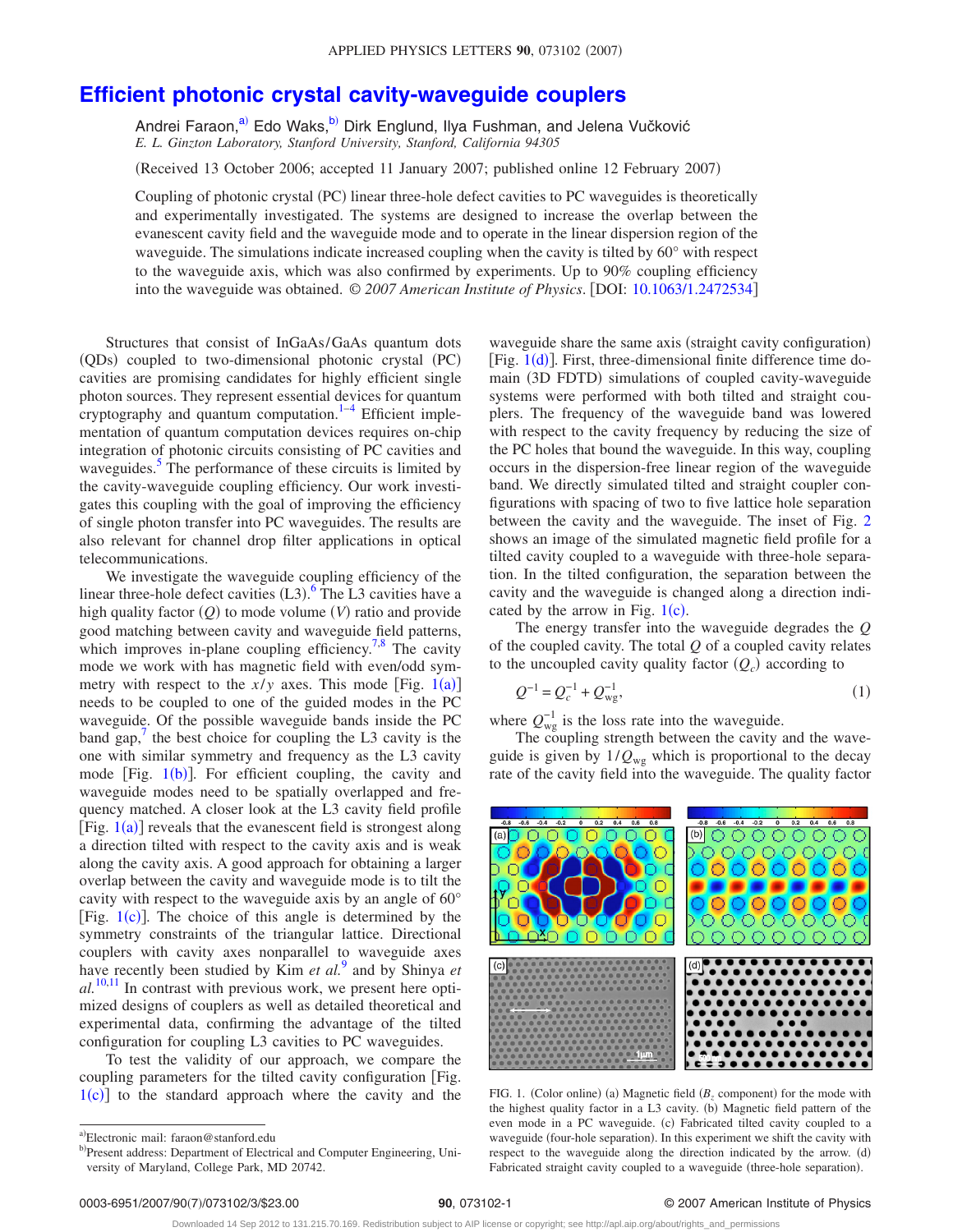# Efficient photonic crystal cavity-waveguide couplers

Andrei Faraon,[a)] Edo Waks,[b)] Dirk Englund, Ilya Fushman, and Jelena Vučković
*E. L. Ginzton Laboratory, Stanford University, Stanford, California 94305*

(Received 13 October 2006; accepted 11 January 2007; published online 12 February 2007)

Coupling of photonic crystal (PC) linear three-hole defect cavities to PC waveguides is theoretically and experimentally investigated. The systems are designed to increase the overlap between the evanescent cavity field and the waveguide mode and to operate in the linear dispersion region of the waveguide. The simulations indicate increased coupling when the cavity is tilted by 60° with respect to the waveguide axis, which was also confirmed by experiments. Up to 90% coupling efficiency into the waveguide was obtained. © *2007 American Institute of Physics*. [DOI: 10.1063/1.2472534]

Structures that consist of InGaAs/GaAs quantum dots (QDs) coupled to two-dimensional photonic crystal (PC) cavities are promising candidates for highly efficient single photon sources. They represent essential devices for quantum cryptography and quantum computation.[1–4] Efficient implementation of quantum computation devices requires on-chip integration of photonic circuits consisting of PC cavities and waveguides.[5] The performance of these circuits is limited by the cavity-waveguide coupling efficiency. Our work investigates this coupling with the goal of improving the efficiency of single photon transfer into PC waveguides. The results are also relevant for channel drop filter applications in optical telecommunications.

We investigate the waveguide coupling efficiency of the linear three-hole defect cavities (L3).[6] The L3 cavities have a high quality factor ($Q$) to mode volume ($V$) ratio and provide good matching between cavity and waveguide field patterns, which improves in-plane coupling efficiency.[7,8] The cavity mode we work with has magnetic field with even/odd symmetry with respect to the $x/y$ axes. This mode [Fig. 1(a)] needs to be coupled to one of the guided modes in the PC waveguide. Of the possible waveguide bands inside the PC band gap,[7] the best choice for coupling the L3 cavity is the one with similar symmetry and frequency as the L3 cavity mode [Fig. 1(b)]. For efficient coupling, the cavity and waveguide modes need to be spatially overlapped and frequency matched. A closer look at the L3 cavity field profile [Fig. 1(a)] reveals that the evanescent field is strongest along a direction tilted with respect to the cavity axis and is weak along the cavity axis. A good approach for obtaining a larger overlap between the cavity and waveguide mode is to tilt the cavity with respect to the waveguide axis by an angle of 60° [Fig. 1(c)]. The choice of this angle is determined by the symmetry constraints of the triangular lattice. Directional couplers with cavity axes nonparallel to waveguide axes have recently been studied by Kim *et al.*[9] and by Shinya *et al.*[10,11] In contrast with previous work, we present here optimized designs of couplers as well as detailed theoretical and experimental data, confirming the advantage of the tilted configuration for coupling L3 cavities to PC waveguides.

To test the validity of our approach, we compare the coupling parameters for the tilted cavity configuration [Fig. 1(c)] to the standard approach where the cavity and the waveguide share the same axis (straight cavity configuration) [Fig. 1(d)]. First, three-dimensional finite difference time domain (3D FDTD) simulations of coupled cavity-waveguide systems were performed with both tilted and straight couplers. The frequency of the waveguide band was lowered with respect to the cavity frequency by reducing the size of the PC holes that bound the waveguide. In this way, coupling occurs in the dispersion-free linear region of the waveguide band. We directly simulated tilted and straight coupler configurations with spacing of two to five lattice hole separation between the cavity and the waveguide. The inset of Fig. 2 shows an image of the simulated magnetic field profile for a tilted cavity coupled to a waveguide with three-hole separation. In the tilted configuration, the separation between the cavity and the waveguide is changed along a direction indicated by the arrow in Fig. 1(c).

The energy transfer into the waveguide degrades the $Q$ of the coupled cavity. The total $Q$ of a coupled cavity relates to the uncoupled cavity quality factor ($Q_c$) according to

$$Q^{-1} = Q_c^{-1} + Q_{\mathrm{wg}}^{-1}, \tag{1}$$

where $Q_{\mathrm{wg}}^{-1}$ is the loss rate into the waveguide.

The coupling strength between the cavity and the waveguide is given by $1/Q_{\mathrm{wg}}$ which is proportional to the decay rate of the cavity field into the waveguide. The quality factor

FIG. 1. (Color online) (a) Magnetic field ($B_z$ component) for the mode with the highest quality factor in a L3 cavity. (b) Magnetic field pattern of the even mode in a PC waveguide. (c) Fabricated tilted cavity coupled to a waveguide (four-hole separation). In this experiment we shift the cavity with respect to the waveguide along the direction indicated by the arrow. (d) Fabricated straight cavity coupled to a waveguide (three-hole separation).

[a)]Electronic mail: faraon@stanford.edu
[b)]Present address: Department of Electrical and Computer Engineering, University of Maryland, College Park, MD 20742.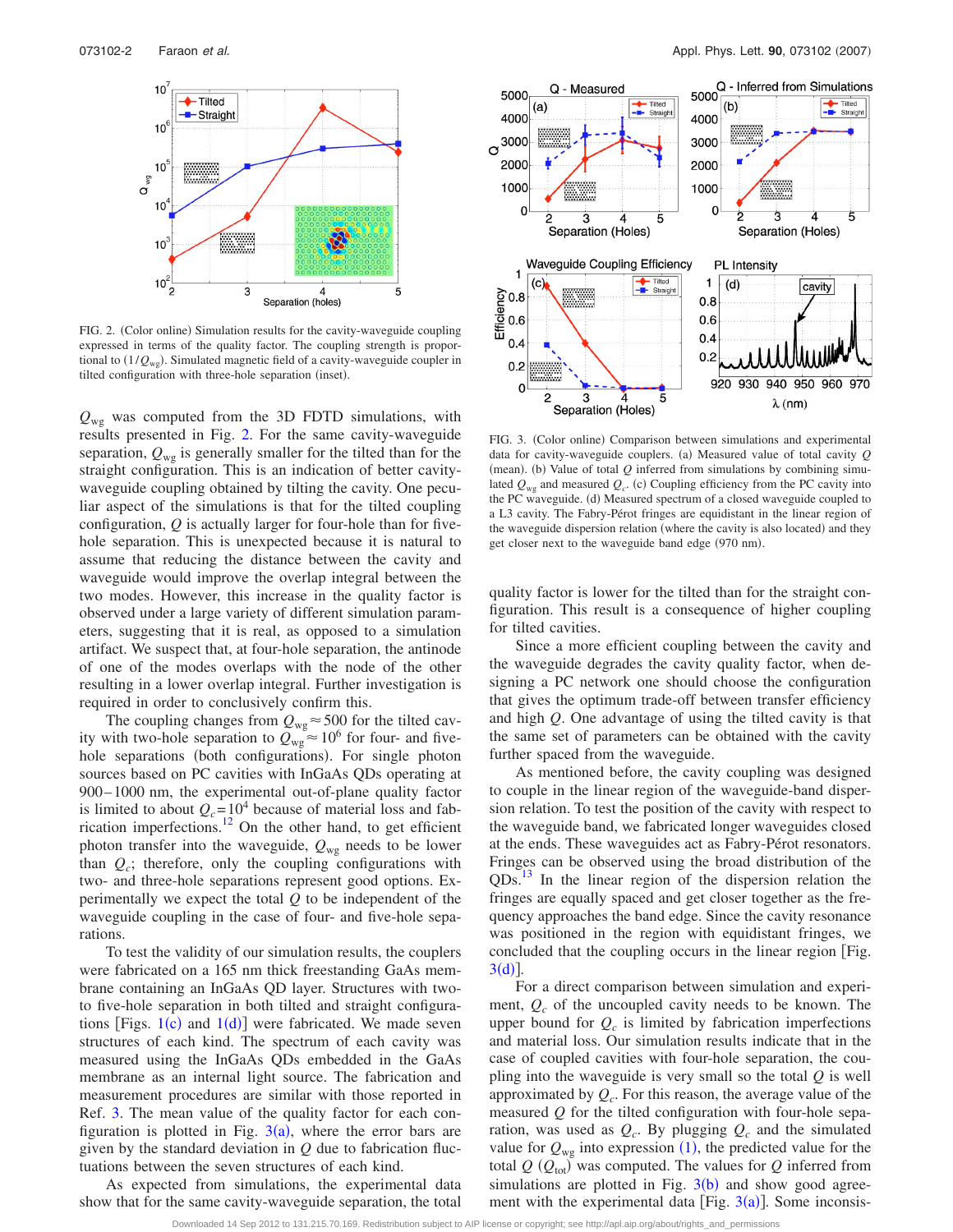FIG. 2. (Color online) Simulation results for the cavity-waveguide coupling expressed in terms of the quality factor. The coupling strength is proportional to $(1/Q_{wg})$. Simulated magnetic field of a cavity-waveguide coupler in tilted configuration with three-hole separation (inset).

$Q_{wg}$ was computed from the 3D FDTD simulations, with results presented in Fig. 2. For the same cavity-waveguide separation, $Q_{wg}$ is generally smaller for the tilted than for the straight configuration. This is an indication of better cavity-waveguide coupling obtained by tilting the cavity. One peculiar aspect of the simulations is that for the tilted coupling configuration, $Q$ is actually larger for four-hole than for five-hole separation. This is unexpected because it is natural to assume that reducing the distance between the cavity and waveguide would improve the overlap integral between the two modes. However, this increase in the quality factor is observed under a large variety of different simulation parameters, suggesting that it is real, as opposed to a simulation artifact. We suspect that, at four-hole separation, the antinode of one of the modes overlaps with the node of the other resulting in a lower overlap integral. Further investigation is required in order to conclusively confirm this.

The coupling changes from $Q_{wg} \approx 500$ for the tilted cavity with two-hole separation to $Q_{wg} \approx 10^6$ for four- and five-hole separations (both configurations). For single photon sources based on PC cavities with InGaAs QDs operating at 900–1000 nm, the experimental out-of-plane quality factor is limited to about $Q_c = 10^4$ because of material loss and fabrication imperfections.[12] On the other hand, to get efficient photon transfer into the waveguide, $Q_{wg}$ needs to be lower than $Q_c$; therefore, only the coupling configurations with two- and three-hole separations represent good options. Experimentally we expect the total $Q$ to be independent of the waveguide coupling in the case of four- and five-hole separations.

To test the validity of our simulation results, the couplers were fabricated on a 165 nm thick freestanding GaAs membrane containing an InGaAs QD layer. Structures with two- to five-hole separation in both tilted and straight configurations [Figs. 1(c) and 1(d)] were fabricated. We made seven structures of each kind. The spectrum of each cavity was measured using the InGaAs QDs embedded in the GaAs membrane as an internal light source. The fabrication and measurement procedures are similar with those reported in Ref. 3. The mean value of the quality factor for each configuration is plotted in Fig. 3(a), where the error bars are given by the standard deviation in $Q$ due to fabrication fluctuations between the seven structures of each kind.

As expected from simulations, the experimental data show that for the same cavity-waveguide separation, the total quality factor is lower for the tilted than for the straight configuration. This result is a consequence of higher coupling for tilted cavities.

FIG. 3. (Color online) Comparison between simulations and experimental data for cavity-waveguide couplers. (a) Measured value of total cavity $Q$ (mean). (b) Value of total $Q$ inferred from simulations by combining simulated $Q_{wg}$ and measured $Q_c$. (c) Coupling efficiency from the PC cavity into the PC waveguide. (d) Measured spectrum of a closed waveguide coupled to a L3 cavity. The Fabry-Pérot fringes are equidistant in the linear region of the waveguide dispersion relation (where the cavity is also located) and they get closer next to the waveguide band edge (970 nm).

Since a more efficient coupling between the cavity and the waveguide degrades the cavity quality factor, when designing a PC network one should choose the configuration that gives the optimum trade-off between transfer efficiency and high $Q$. One advantage of using the tilted cavity is that the same set of parameters can be obtained with the cavity further spaced from the waveguide.

As mentioned before, the cavity coupling was designed to couple in the linear region of the waveguide-band dispersion relation. To test the position of the cavity with respect to the waveguide band, we fabricated longer waveguides closed at the ends. These waveguides act as Fabry-Pérot resonators. Fringes can be observed using the broad distribution of the QDs.[13] In the linear region of the dispersion relation the fringes are equally spaced and get closer together as the frequency approaches the band edge. Since the cavity resonance was positioned in the region with equidistant fringes, we concluded that the coupling occurs in the linear region [Fig. 3(d)].

For a direct comparison between simulation and experiment, $Q_c$ of the uncoupled cavity needs to be known. The upper bound for $Q_c$ is limited by fabrication imperfections and material loss. Our simulation results indicate that in the case of coupled cavities with four-hole separation, the coupling into the waveguide is very small so the total $Q$ is well approximated by $Q_c$. For this reason, the average value of the measured $Q$ for the tilted configuration with four-hole separation, was used as $Q_c$. By plugging $Q_c$ and the simulated value for $Q_{wg}$ into expression (1), the predicted value for the total $Q$ ($Q_{tot}$) was computed. The values for $Q$ inferred from simulations are plotted in Fig. 3(b) and show good agreement with the experimental data [Fig. 3(a)]. Some inconsis-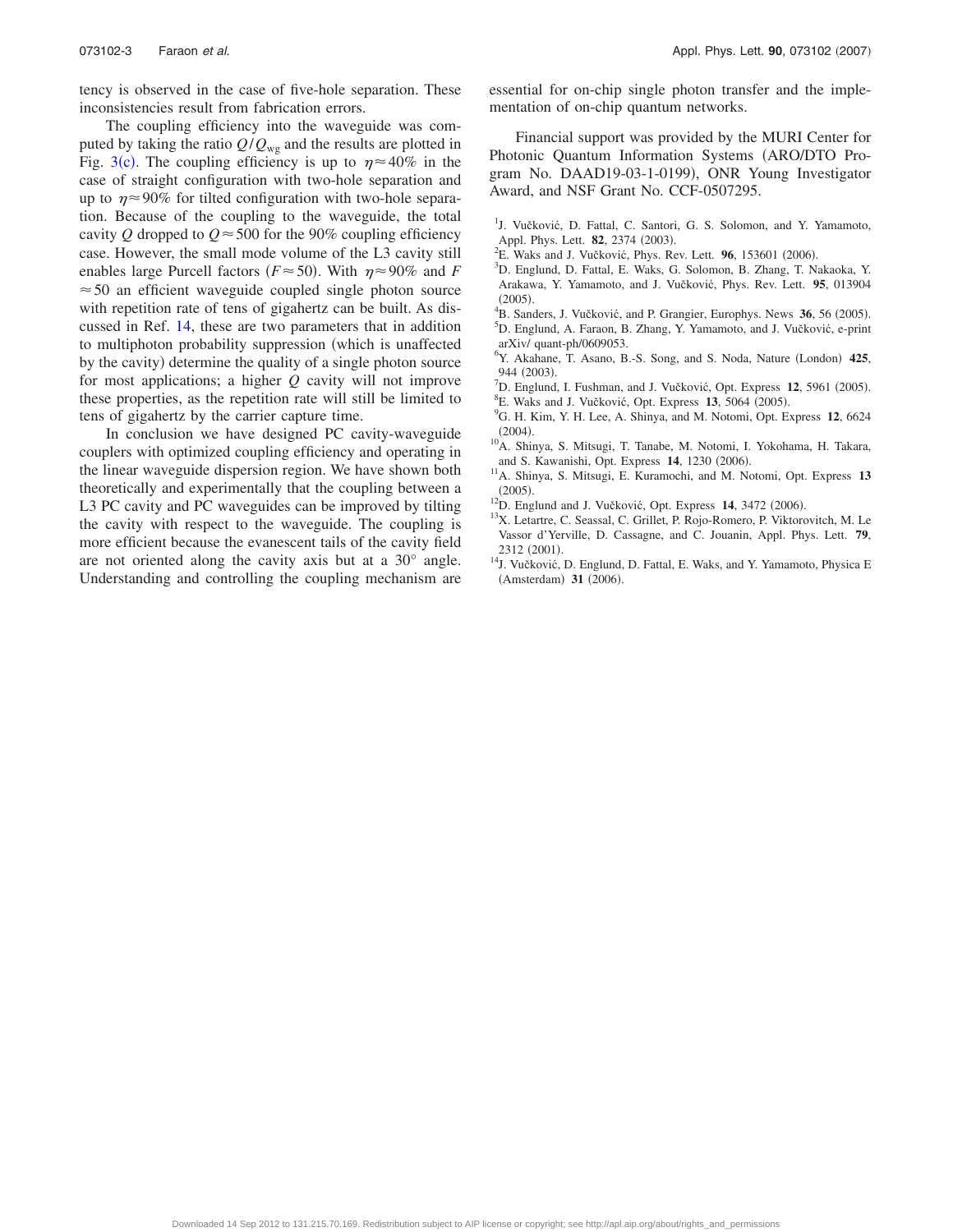tency is observed in the case of five-hole separation. These inconsistencies result from fabrication errors.

The coupling efficiency into the waveguide was computed by taking the ratio $Q/Q_{wg}$ and the results are plotted in Fig. 3(c). The coupling efficiency is up to $\eta \approx 40\%$ in the case of straight configuration with two-hole separation and up to $\eta \approx 90\%$ for tilted configuration with two-hole separation. Because of the coupling to the waveguide, the total cavity $Q$ dropped to $Q \approx 500$ for the 90% coupling efficiency case. However, the small mode volume of the L3 cavity still enables large Purcell factors ($F \approx 50$). With $\eta \approx 90\%$ and $F \approx 50$ an efficient waveguide coupled single photon source with repetition rate of tens of gigahertz can be built. As discussed in Ref. 14, these are two parameters that in addition to multiphoton probability suppression (which is unaffected by the cavity) determine the quality of a single photon source for most applications; a higher $Q$ cavity will not improve these properties, as the repetition rate will still be limited to tens of gigahertz by the carrier capture time.

In conclusion we have designed PC cavity-waveguide couplers with optimized coupling efficiency and operating in the linear waveguide dispersion region. We have shown both theoretically and experimentally that the coupling between a L3 PC cavity and PC waveguides can be improved by tilting the cavity with respect to the waveguide. The coupling is more efficient because the evanescent tails of the cavity field are not oriented along the cavity axis but at a 30° angle. Understanding and controlling the coupling mechanism are essential for on-chip single photon transfer and the implementation of on-chip quantum networks.

Financial support was provided by the MURI Center for Photonic Quantum Information Systems (ARO/DTO Program No. DAAD19-03-1-0199), ONR Young Investigator Award, and NSF Grant No. CCF-0507295.

[1] J. Vučković, D. Fattal, C. Santori, G. S. Solomon, and Y. Yamamoto, Appl. Phys. Lett. **82**, 2374 (2003).
[2] E. Waks and J. Vučković, Phys. Rev. Lett. **96**, 153601 (2006).
[3] D. Englund, D. Fattal, E. Waks, G. Solomon, B. Zhang, T. Nakaoka, Y. Arakawa, Y. Yamamoto, and J. Vučković, Phys. Rev. Lett. **95**, 013904 (2005).
[4] B. Sanders, J. Vučković, and P. Grangier, Europhys. News **36**, 56 (2005).
[5] D. Englund, A. Faraon, B. Zhang, Y. Yamamoto, and J. Vučković, e-print arXiv/ quant-ph/0609053.
[6] Y. Akahane, T. Asano, B.-S. Song, and S. Noda, Nature (London) **425**, 944 (2003).
[7] D. Englund, I. Fushman, and J. Vučković, Opt. Express **12**, 5961 (2005).
[8] E. Waks and J. Vučković, Opt. Express **13**, 5064 (2005).
[9] G. H. Kim, Y. H. Lee, A. Shinya, and M. Notomi, Opt. Express **12**, 6624 (2004).
[10] A. Shinya, S. Mitsugi, T. Tanabe, M. Notomi, I. Yokohama, H. Takara, and S. Kawanishi, Opt. Express **14**, 1230 (2006).
[11] A. Shinya, S. Mitsugi, E. Kuramochi, and M. Notomi, Opt. Express **13** (2005).
[12] D. Englund and J. Vučković, Opt. Express **14**, 3472 (2006).
[13] X. Letartre, C. Seassal, C. Grillet, P. Rojo-Romero, P. Viktorovitch, M. Le Vassor d'Yerville, D. Cassagne, and C. Jouanin, Appl. Phys. Lett. **79**, 2312 (2001).
[14] J. Vučković, D. Englund, D. Fattal, E. Waks, and Y. Yamamoto, Physica E (Amsterdam) **31** (2006).